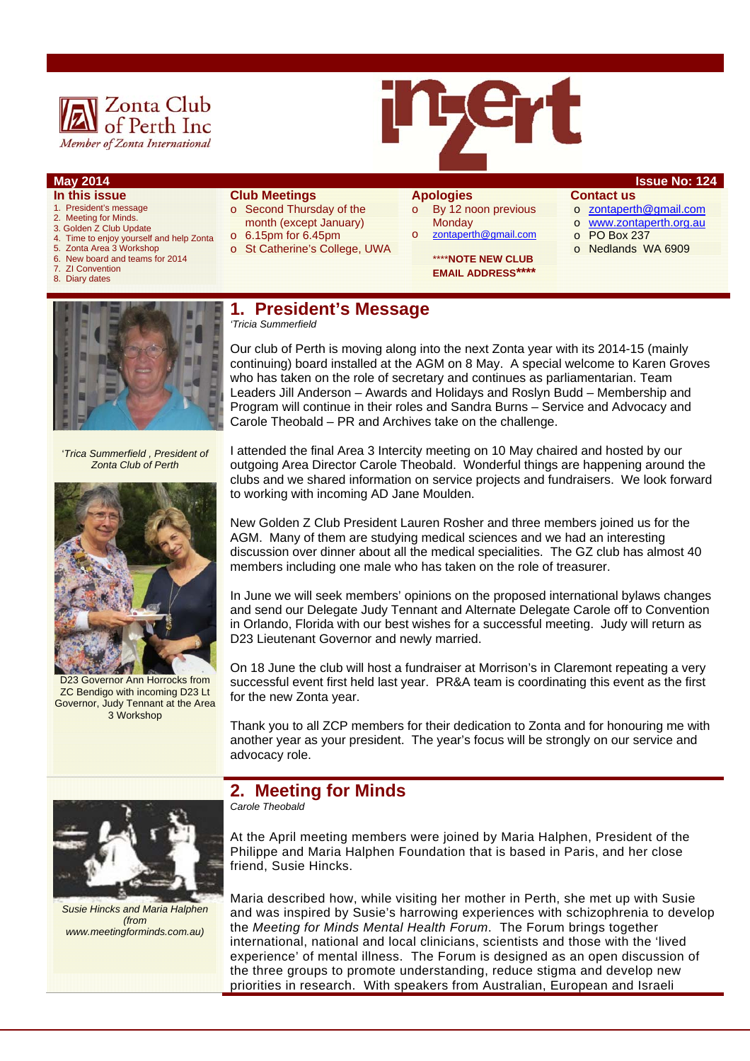Zonta Club of Perth Inc

*Member of Zonta International*

# inZert

**May 2014** | **Issue No: 124**

### In this issue

1. President's message
2. Meeting for Minds.
3. Golden Z Club Update
4. Time to enjoy yourself and help Zonta
5. Zonta Area 3 Workshop
6. New board and teams for 2014
7. ZI Convention
8. Diary dates

### Club Meetings

- Second Thursday of the month (except January)
- 6.15pm for 6.45pm
- St Catherine's College, UWA

### Apologies

- By 12 noon previous Monday
- zontaperth@gmail.com

**\*\*\*\*NOTE NEW CLUB EMAIL ADDRESS\*\*\*\***

### Contact us

- zontaperth@gmail.com
- www.zontaperth.org.au
- PO Box 237
- Nedlands WA 6909

## 1. President's Message

*'Tricia Summerfield*

'Trica Summerfield , President of Zonta Club of Perth

Our club of Perth is moving along into the next Zonta year with its 2014-15 (mainly continuing) board installed at the AGM on 8 May. A special welcome to Karen Groves who has taken on the role of secretary and continues as parliamentarian. Team Leaders Jill Anderson – Awards and Holidays and Roslyn Budd – Membership and Program will continue in their roles and Sandra Burns – Service and Advocacy and Carole Theobald – PR and Archives take on the challenge.

I attended the final Area 3 Intercity meeting on 10 May chaired and hosted by our outgoing Area Director Carole Theobald. Wonderful things are happening around the clubs and we shared information on service projects and fundraisers. We look forward to working with incoming AD Jane Moulden.

New Golden Z Club President Lauren Rosher and three members joined us for the AGM. Many of them are studying medical sciences and we had an interesting discussion over dinner about all the medical specialities. The GZ club has almost 40 members including one male who has taken on the role of treasurer.

D23 Governor Ann Horrocks from ZC Bendigo with incoming D23 Lt Governor, Judy Tennant at the Area 3 Workshop

In June we will seek members' opinions on the proposed international bylaws changes and send our Delegate Judy Tennant and Alternate Delegate Carole off to Convention in Orlando, Florida with our best wishes for a successful meeting. Judy will return as D23 Lieutenant Governor and newly married.

On 18 June the club will host a fundraiser at Morrison's in Claremont repeating a very successful event first held last year. PR&A team is coordinating this event as the first for the new Zonta year.

Thank you to all ZCP members for their dedication to Zonta and for honouring me with another year as your president. The year's focus will be strongly on our service and advocacy role.

## 2. Meeting for Minds

*Carole Theobald*

*Susie Hincks and Maria Halphen (from www.meetingforminds.com.au)*

At the April meeting members were joined by Maria Halphen, President of the Philippe and Maria Halphen Foundation that is based in Paris, and her close friend, Susie Hincks.

Maria described how, while visiting her mother in Perth, she met up with Susie and was inspired by Susie's harrowing experiences with schizophrenia to develop the *Meeting for Minds Mental Health Forum*. The Forum brings together international, national and local clinicians, scientists and those with the 'lived experience' of mental illness. The Forum is designed as an open discussion of the three groups to promote understanding, reduce stigma and develop new priorities in research. With speakers from Australian, European and Israeli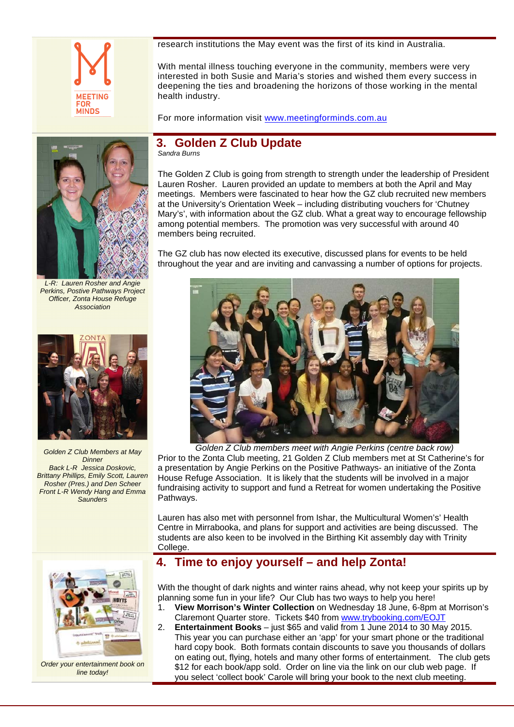research institutions the May event was the first of its kind in Australia.

With mental illness touching everyone in the community, members were very interested in both Susie and Maria's stories and wished them every success in deepening the ties and broadening the horizons of those working in the mental health industry.

For more information visit [www.meetingforminds.com.au](http://www.meetingforminds.com.au)

## 3. Golden Z Club Update

*Sandra Burns*

The Golden Z Club is going from strength to strength under the leadership of President Lauren Rosher. Lauren provided an update to members at both the April and May meetings. Members were fascinated to hear how the GZ club recruited new members at the University's Orientation Week – including distributing vouchers for 'Chutney Mary's', with information about the GZ club. What a great way to encourage fellowship among potential members. The promotion was very successful with around 40 members being recruited.

The GZ club has now elected its executive, discussed plans for events to be held throughout the year and are inviting and canvassing a number of options for projects.

*L-R: Lauren Rosher and Angie Perkins, Postive Pathways Project Officer, Zonta House Refuge Association*

*Golden Z Club members meet with Angie Perkins (centre back row)*

Prior to the Zonta Club meeting, 21 Golden Z Club members met at St Catherine's for a presentation by Angie Perkins on the Positive Pathways- an initiative of the Zonta House Refuge Association. It is likely that the students will be involved in a major fundraising activity to support and fund a Retreat for women undertaking the Positive Pathways.

*Golden Z Club Members at May Dinner*
*Back L-R Jessica Doskovic, Brittany Phillips, Emily Scott, Lauren Rosher (Pres.) and Den Scheer*
*Front L-R Wendy Hang and Emma Saunders*

Lauren has also met with personnel from Ishar, the Multicultural Women's' Health Centre in Mirrabooka, and plans for support and activities are being discussed. The students are also keen to be involved in the Birthing Kit assembly day with Trinity College.

## 4. Time to enjoy yourself – and help Zonta!

With the thought of dark nights and winter rains ahead, why not keep your spirits up by planning some fun in your life? Our Club has two ways to help you here!

1. **View Morrison's Winter Collection** on Wednesday 18 June, 6-8pm at Morrison's Claremont Quarter store. Tickets $40 from [www.trybooking.com/EOJT](http://www.trybooking.com/EOJT)
2. **Entertainment Books** – just $65 and valid from 1 June 2014 to 30 May 2015. This year you can purchase either an 'app' for your smart phone or the traditional hard copy book. Both formats contain discounts to save you thousands of dollars on eating out, flying, hotels and many other forms of entertainment. The club gets $12 for each book/app sold. Order on line via the link on our club web page. If you select 'collect book' Carole will bring your book to the next club meeting.

*Order your entertainment book on line today!*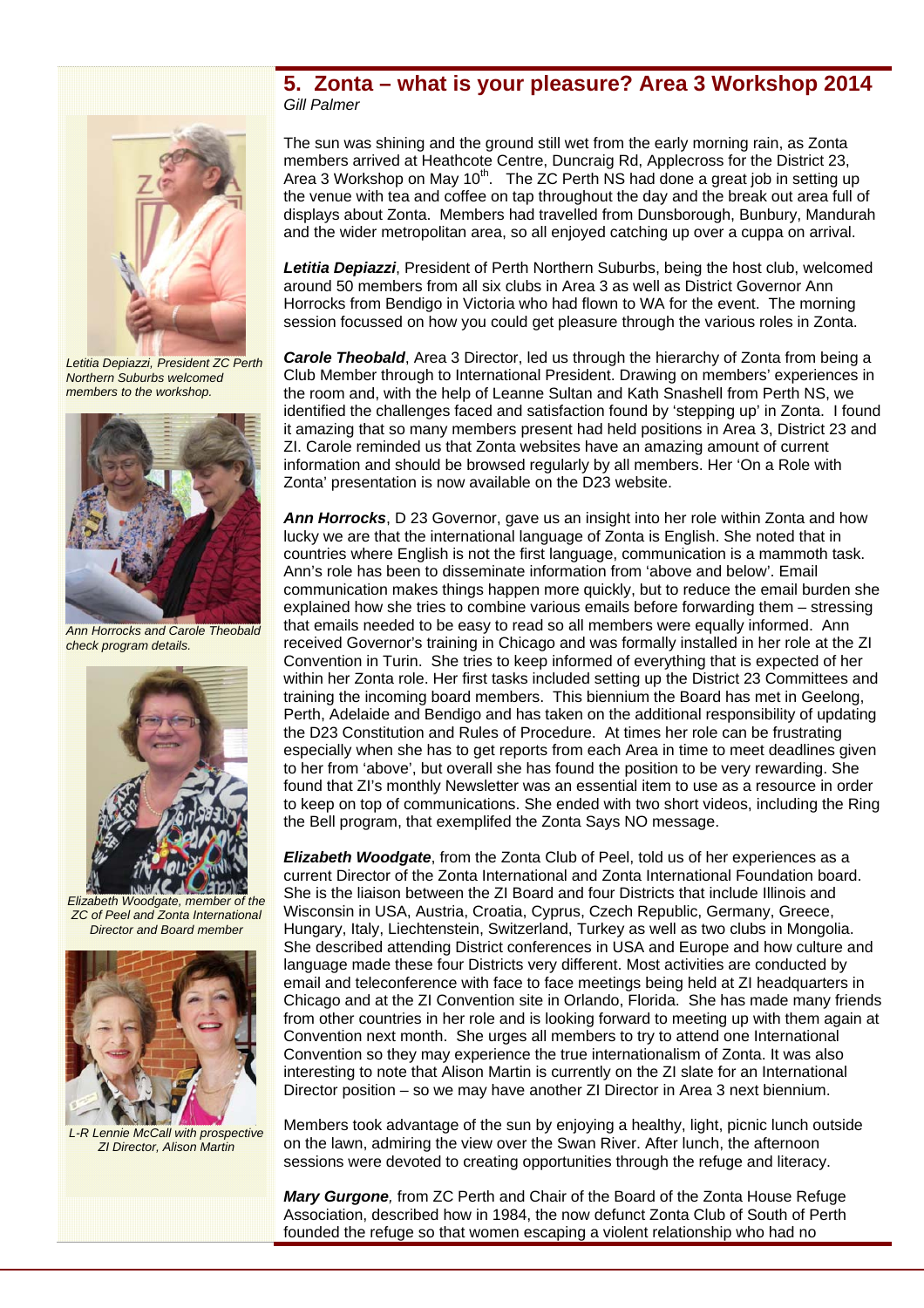## 5. Zonta – what is your pleasure? Area 3 Workshop 2014

*Gill Palmer*

The sun was shining and the ground still wet from the early morning rain, as Zonta members arrived at Heathcote Centre, Duncraig Rd, Applecross for the District 23, Area 3 Workshop on May 10th. The ZC Perth NS had done a great job in setting up the venue with tea and coffee on tap throughout the day and the break out area full of displays about Zonta. Members had travelled from Dunsborough, Bunbury, Mandurah and the wider metropolitan area, so all enjoyed catching up over a cuppa on arrival.

***Letitia Depiazzi***, President of Perth Northern Suburbs, being the host club, welcomed around 50 members from all six clubs in Area 3 as well as District Governor Ann Horrocks from Bendigo in Victoria who had flown to WA for the event. The morning session focussed on how you could get pleasure through the various roles in Zonta.

***Carole Theobald***, Area 3 Director, led us through the hierarchy of Zonta from being a Club Member through to International President. Drawing on members' experiences in the room and, with the help of Leanne Sultan and Kath Snashell from Perth NS, we identified the challenges faced and satisfaction found by 'stepping up' in Zonta. I found it amazing that so many members present had held positions in Area 3, District 23 and ZI. Carole reminded us that Zonta websites have an amazing amount of current information and should be browsed regularly by all members. Her 'On a Role with Zonta' presentation is now available on the D23 website.

***Ann Horrocks***, D 23 Governor, gave us an insight into her role within Zonta and how lucky we are that the international language of Zonta is English. She noted that in countries where English is not the first language, communication is a mammoth task. Ann's role has been to disseminate information from 'above and below'. Email communication makes things happen more quickly, but to reduce the email burden she explained how she tries to combine various emails before forwarding them – stressing that emails needed to be easy to read so all members were equally informed. Ann received Governor's training in Chicago and was formally installed in her role at the ZI Convention in Turin. She tries to keep informed of everything that is expected of her within her Zonta role. Her first tasks included setting up the District 23 Committees and training the incoming board members. This biennium the Board has met in Geelong, Perth, Adelaide and Bendigo and has taken on the additional responsibility of updating the D23 Constitution and Rules of Procedure. At times her role can be frustrating especially when she has to get reports from each Area in time to meet deadlines given to her from 'above', but overall she has found the position to be very rewarding. She found that ZI's monthly Newsletter was an essential item to use as a resource in order to keep on top of communications. She ended with two short videos, including the Ring the Bell program, that exemplifed the Zonta Says NO message.

***Elizabeth Woodgate***, from the Zonta Club of Peel, told us of her experiences as a current Director of the Zonta International and Zonta International Foundation board. She is the liaison between the ZI Board and four Districts that include Illinois and Wisconsin in USA, Austria, Croatia, Cyprus, Czech Republic, Germany, Greece, Hungary, Italy, Liechtenstein, Switzerland, Turkey as well as two clubs in Mongolia. She described attending District conferences in USA and Europe and how culture and language made these four Districts very different. Most activities are conducted by email and teleconference with face to face meetings being held at ZI headquarters in Chicago and at the ZI Convention site in Orlando, Florida. She has made many friends from other countries in her role and is looking forward to meeting up with them again at Convention next month. She urges all members to try to attend one International Convention so they may experience the true internationalism of Zonta. It was also interesting to note that Alison Martin is currently on the ZI slate for an International Director position – so we may have another ZI Director in Area 3 next biennium.

Members took advantage of the sun by enjoying a healthy, light, picnic lunch outside on the lawn, admiring the view over the Swan River. After lunch, the afternoon sessions were devoted to creating opportunities through the refuge and literacy.

***Mary Gurgone***, from ZC Perth and Chair of the Board of the Zonta House Refuge Association, described how in 1984, the now defunct Zonta Club of South of Perth founded the refuge so that women escaping a violent relationship who had no

*Letitia Depiazzi, President ZC Perth Northern Suburbs welcomed members to the workshop.*

*Ann Horrocks and Carole Theobald check program details.*

*Elizabeth Woodgate, member of the ZC of Peel and Zonta International Director and Board member*

*L-R Lennie McCall with prospective ZI Director, Alison Martin*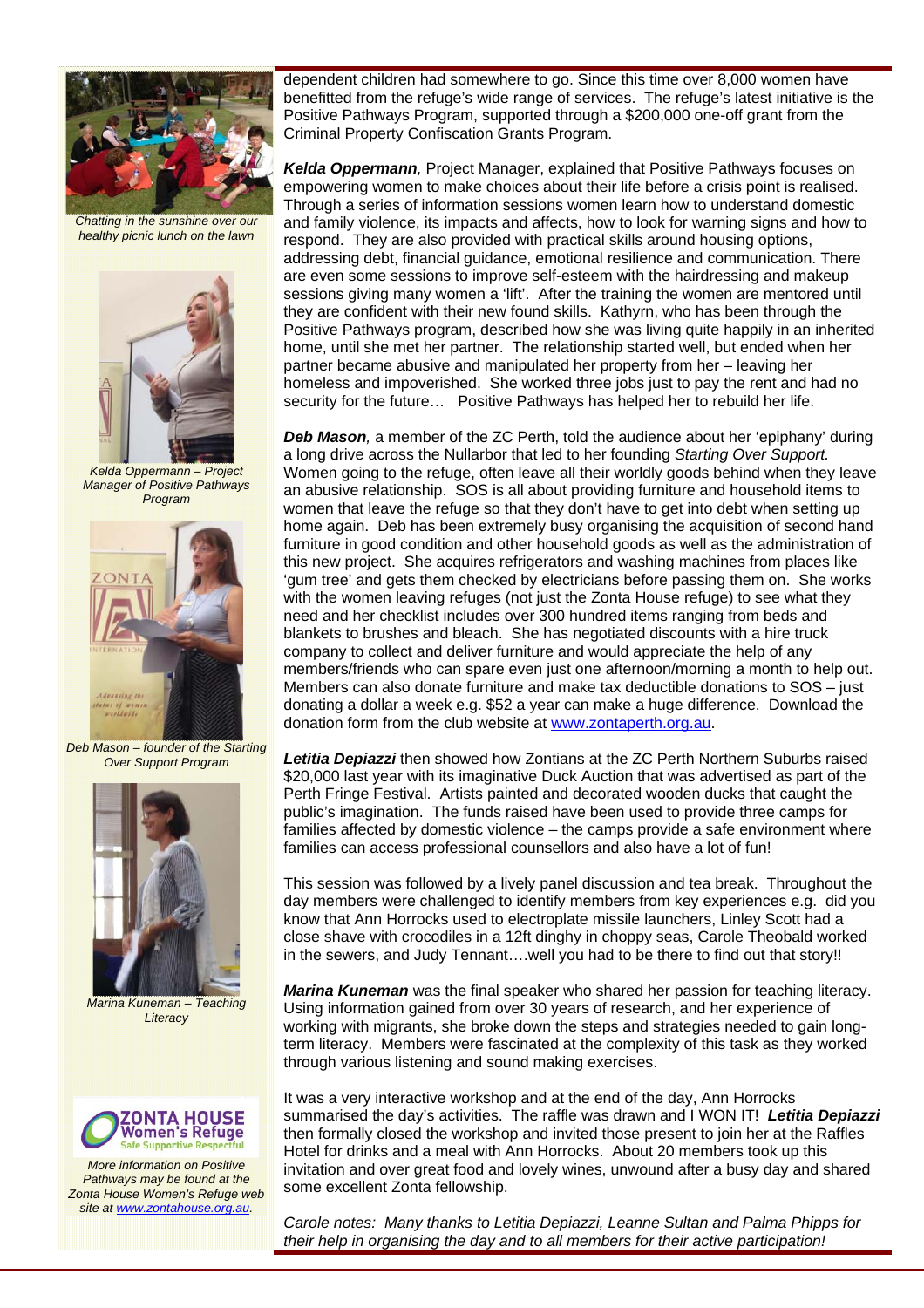dependent children had somewhere to go. Since this time over 8,000 women have benefitted from the refuge's wide range of services. The refuge's latest initiative is the Positive Pathways Program, supported through a $200,000 one-off grant from the Criminal Property Confiscation Grants Program.

***Kelda Oppermann***, Project Manager, explained that Positive Pathways focuses on empowering women to make choices about their life before a crisis point is realised. Through a series of information sessions women learn how to understand domestic and family violence, its impacts and affects, how to look for warning signs and how to respond. They are also provided with practical skills around housing options, addressing debt, financial guidance, emotional resilience and communication. There are even some sessions to improve self-esteem with the hairdressing and makeup sessions giving many women a 'lift'. After the training the women are mentored until they are confident with their new found skills. Kathyrn, who has been through the Positive Pathways program, described how she was living quite happily in an inherited home, until she met her partner. The relationship started well, but ended when her partner became abusive and manipulated her property from her – leaving her homeless and impoverished. She worked three jobs just to pay the rent and had no security for the future… Positive Pathways has helped her to rebuild her life.

***Deb Mason***, a member of the ZC Perth, told the audience about her 'epiphany' during a long drive across the Nullarbor that led to her founding *Starting Over Support.* Women going to the refuge, often leave all their worldly goods behind when they leave an abusive relationship. SOS is all about providing furniture and household items to women that leave the refuge so that they don't have to get into debt when setting up home again. Deb has been extremely busy organising the acquisition of second hand furniture in good condition and other household goods as well as the administration of this new project. She acquires refrigerators and washing machines from places like 'gum tree' and gets them checked by electricians before passing them on. She works with the women leaving refuges (not just the Zonta House refuge) to see what they need and her checklist includes over 300 hundred items ranging from beds and blankets to brushes and bleach. She has negotiated discounts with a hire truck company to collect and deliver furniture and would appreciate the help of any members/friends who can spare even just one afternoon/morning a month to help out. Members can also donate furniture and make tax deductible donations to SOS – just donating a dollar a week e.g. $52 a year can make a huge difference. Download the donation form from the club website at www.zontaperth.org.au.

***Letitia Depiazzi*** then showed how Zontians at the ZC Perth Northern Suburbs raised $20,000 last year with its imaginative Duck Auction that was advertised as part of the Perth Fringe Festival. Artists painted and decorated wooden ducks that caught the public's imagination. The funds raised have been used to provide three camps for families affected by domestic violence – the camps provide a safe environment where families can access professional counsellors and also have a lot of fun!

This session was followed by a lively panel discussion and tea break. Throughout the day members were challenged to identify members from key experiences e.g. did you know that Ann Horrocks used to electroplate missile launchers, Linley Scott had a close shave with crocodiles in a 12ft dinghy in choppy seas, Carole Theobald worked in the sewers, and Judy Tennant….well you had to be there to find out that story!!

***Marina Kuneman*** was the final speaker who shared her passion for teaching literacy. Using information gained from over 30 years of research, and her experience of working with migrants, she broke down the steps and strategies needed to gain long-term literacy. Members were fascinated at the complexity of this task as they worked through various listening and sound making exercises.

It was a very interactive workshop and at the end of the day, Ann Horrocks summarised the day's activities. The raffle was drawn and I WON IT! ***Letitia Depiazzi*** then formally closed the workshop and invited those present to join her at the Raffles Hotel for drinks and a meal with Ann Horrocks. About 20 members took up this invitation and over great food and lovely wines, unwound after a busy day and shared some excellent Zonta fellowship.

*Carole notes: Many thanks to Letitia Depiazzi, Leanne Sultan and Palma Phipps for their help in organising the day and to all members for their active participation!*

*Chatting in the sunshine over our healthy picnic lunch on the lawn*

*Kelda Oppermann – Project Manager of Positive Pathways Program*

*Deb Mason – founder of the Starting Over Support Program*

*Marina Kuneman – Teaching Literacy*

ZONTA HOUSE Women's Refuge
Safe Supportive Respectful

*More information on Positive Pathways may be found at the Zonta House Women's Refuge web site at www.zontahouse.org.au.*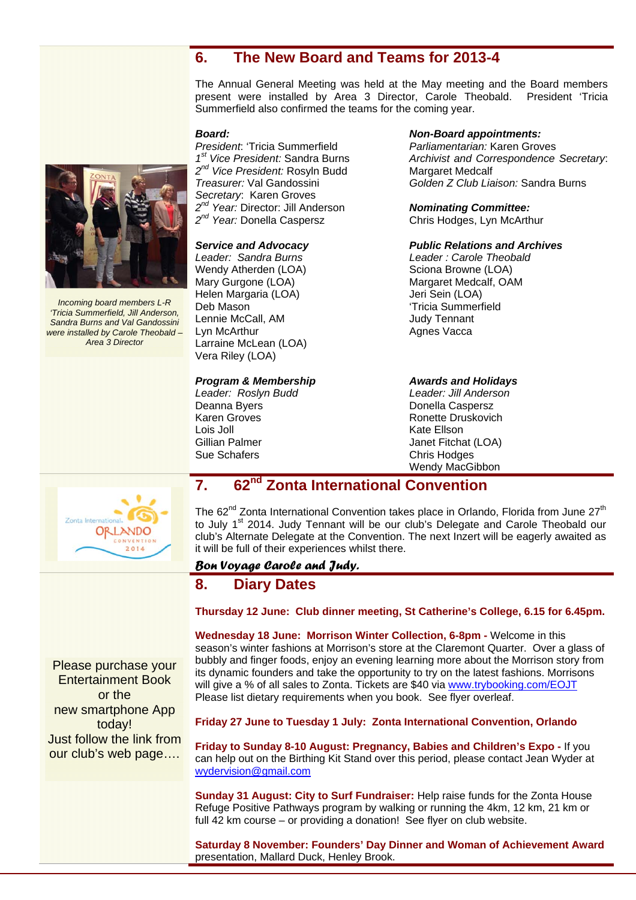## 6. The New Board and Teams for 2013-4

The Annual General Meeting was held at the May meeting and the Board members present were installed by Area 3 Director, Carole Theobald. President 'Tricia Summerfield also confirmed the teams for the coming year.

*Incoming board members L-R 'Tricia Summerfield, Jill Anderson, Sandra Burns and Val Gandossini were installed by Carole Theobald – Area 3 Director*

***Board:***
*President*: 'Tricia Summerfield
1st *Vice President:* Sandra Burns
2nd *Vice President:* Rosyln Budd
*Treasurer:* Val Gandossini
*Secretary*: Karen Groves
2nd *Year:* Director: Jill Anderson
2nd *Year:* Donella Caspersz

***Non-Board appointments:***
*Parliamentarian:* Karen Groves
*Archivist and Correspondence Secretary*: Margaret Medcalf
*Golden Z Club Liaison:* Sandra Burns

***Nominating Committee:***
Chris Hodges, Lyn McArthur

***Service and Advocacy***
*Leader: Sandra Burns*
Wendy Atherden (LOA)
Mary Gurgone (LOA)
Helen Margaria (LOA)
Deb Mason
Lennie McCall, AM
Lyn McArthur
Larraine McLean (LOA)
Vera Riley (LOA)

***Public Relations and Archives***
*Leader : Carole Theobald*
Sciona Browne (LOA)
Margaret Medcalf, OAM
Jeri Sein (LOA)
'Tricia Summerfield
Judy Tennant
Agnes Vacca

***Program & Membership***
*Leader: Roslyn Budd*
Deanna Byers
Karen Groves
Lois Joll
Gillian Palmer
Sue Schafers

***Awards and Holidays***
*Leader: Jill Anderson*
Donella Caspersz
Ronette Druskovich
Kate Ellson
Janet Fitchat (LOA)
Chris Hodges
Wendy MacGibbon

## 7. 62nd Zonta International Convention

The 62nd Zonta International Convention takes place in Orlando, Florida from June 27th to July 1st 2014. Judy Tennant will be our club's Delegate and Carole Theobald our club's Alternate Delegate at the Convention. The next Inzert will be eagerly awaited as it will be full of their experiences whilst there.

***Bon Voyage Carole and Judy.***

## 8. Diary Dates

**Thursday 12 June: Club dinner meeting, St Catherine's College, 6.15 for 6.45pm.**

**Wednesday 18 June: Morrison Winter Collection, 6-8pm -** Welcome in this season's winter fashions at Morrison's store at the Claremont Quarter. Over a glass of bubbly and finger foods, enjoy an evening learning more about the Morrison story from its dynamic founders and take the opportunity to try on the latest fashions. Morrisons will give a % of all sales to Zonta. Tickets are $40 via www.trybooking.com/EOJT Please list dietary requirements when you book. See flyer overleaf.

**Friday 27 June to Tuesday 1 July: Zonta International Convention, Orlando**

**Friday to Sunday 8-10 August: Pregnancy, Babies and Children's Expo -** If you can help out on the Birthing Kit Stand over this period, please contact Jean Wyder at wydervision@gmail.com

**Sunday 31 August: City to Surf Fundraiser:** Help raise funds for the Zonta House Refuge Positive Pathways program by walking or running the 4km, 12 km, 21 km or full 42 km course – or providing a donation! See flyer on club website.

**Saturday 8 November: Founders' Day Dinner and Woman of Achievement Award** presentation, Mallard Duck, Henley Brook.

Please purchase your Entertainment Book or the new smartphone App today! Just follow the link from our club's web page….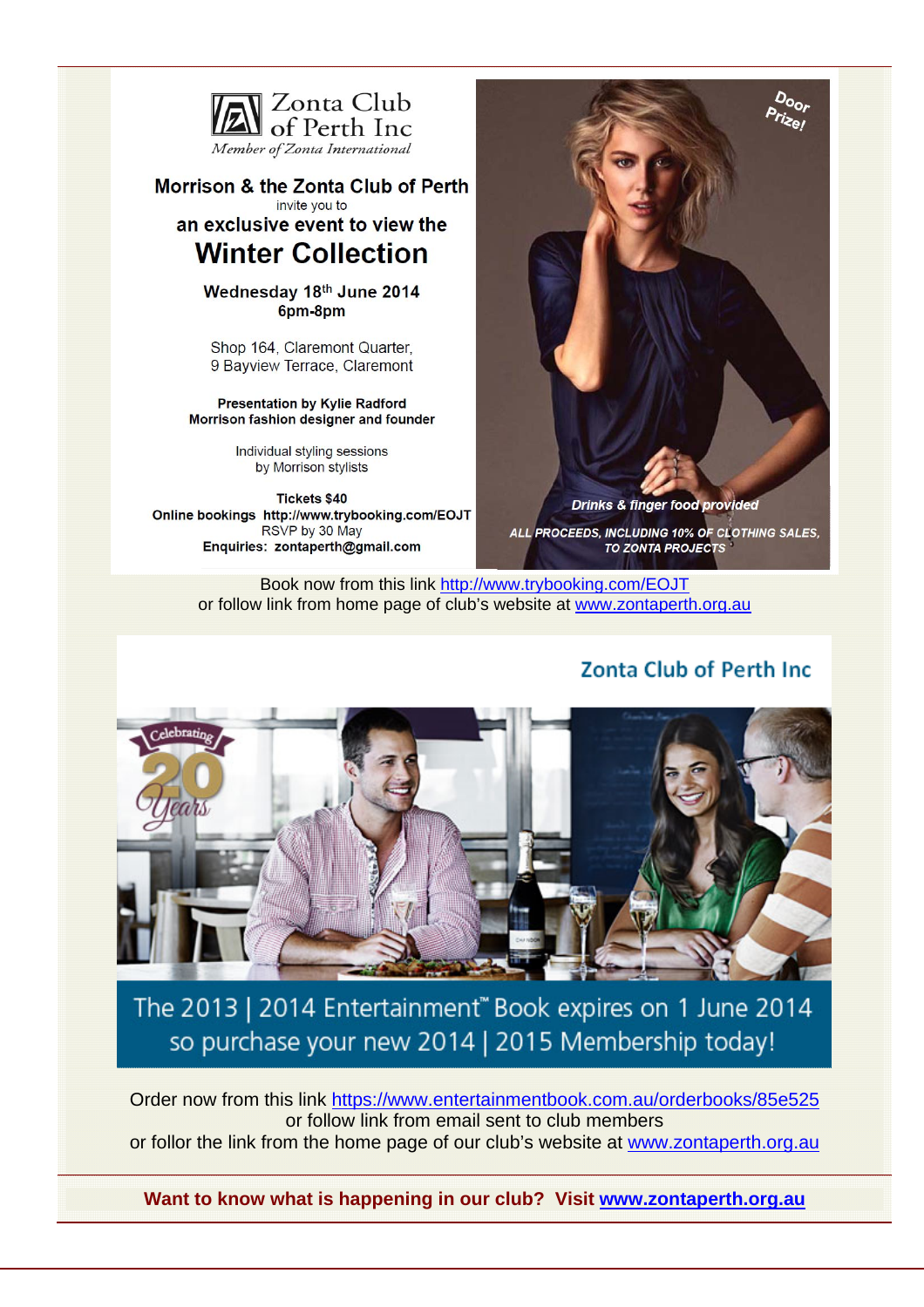Zonta Club of Perth Inc

*Member of Zonta International*

**Morrison & the Zonta Club of Perth**

invite you to

**an exclusive event to view the**

# Winter Collection

**Wednesday 18th June 2014**
**6pm-8pm**

Shop 164, Claremont Quarter,
9 Bayview Terrace, Claremont

**Presentation by Kylie Radford**
**Morrison fashion designer and founder**

Individual styling sessions
by Morrison stylists

**Tickets $40**
**Online bookings http://www.trybooking.com/EOJT**
RSVP by 30 May
**Enquiries: zontaperth@gmail.com**

**Door Prize!**

***Drinks & finger food provided***

***ALL PROCEEDS, INCLUDING 10% OF CLOTHING SALES, TO ZONTA PROJECTS***

Book now from this link http://www.trybooking.com/EOJT
or follow link from home page of club's website at www.zontaperth.org.au

Zonta Club of Perth Inc

Celebrating 20 Years

The 2013 | 2014 Entertainment™ Book expires on 1 June 2014 so purchase your new 2014 | 2015 Membership today!

Order now from this link https://www.entertainmentbook.com.au/orderbooks/85e525
or follow link from email sent to club members
or follor the link from the home page of our club's website at www.zontaperth.org.au

**Want to know what is happening in our club? Visit www.zontaperth.org.au**